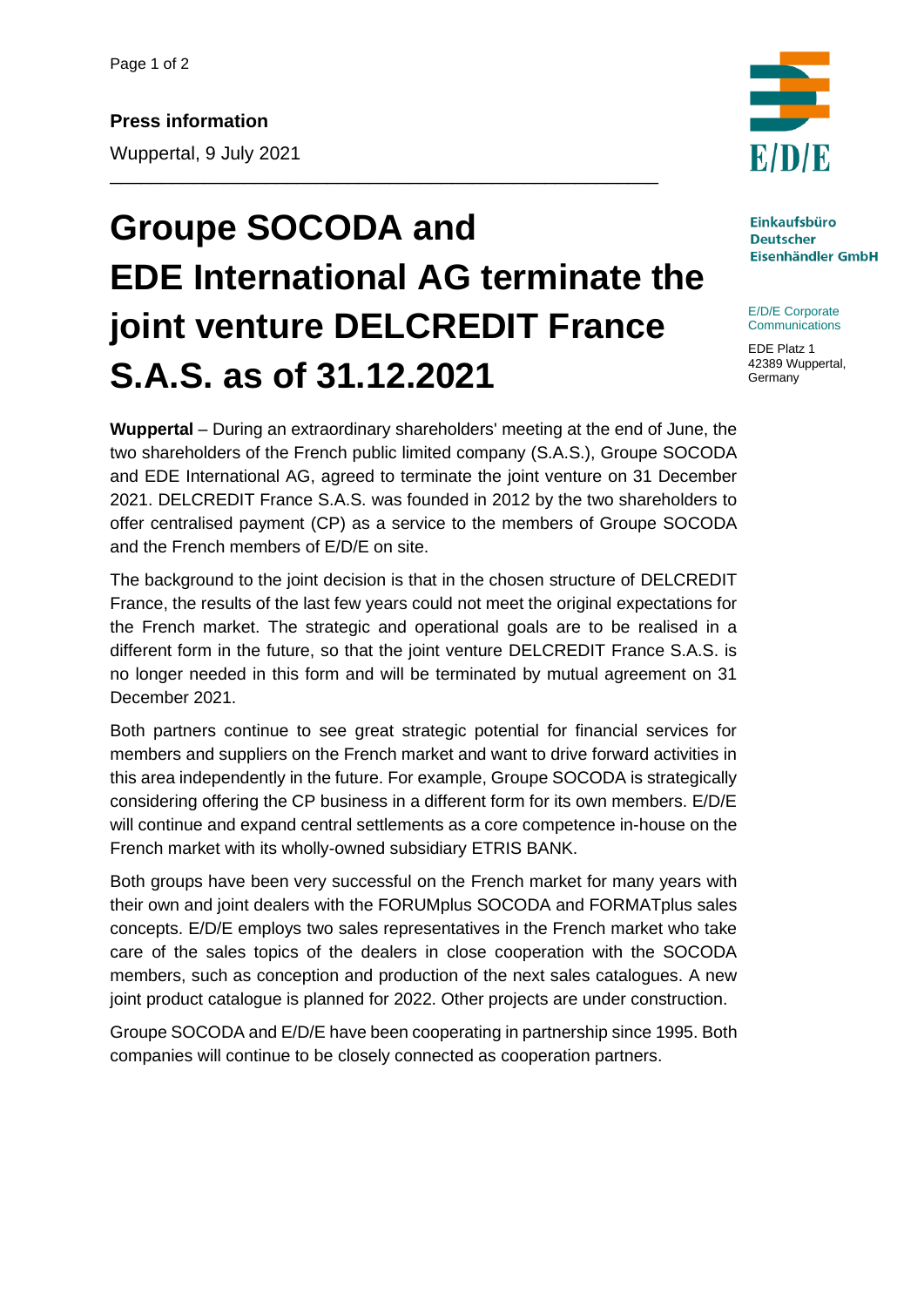**Press information**

Wuppertal, 9 July 2021

Einkaufsbüro Deutscher Eisenhändler GmbH

E/D/E Corporate Communications

EDE Platz 1
42389 Wuppertal, Germany

# Groupe SOCODA and EDE International AG terminate the joint venture DELCREDIT France S.A.S. as of 31.12.2021

**Wuppertal** – During an extraordinary shareholders' meeting at the end of June, the two shareholders of the French public limited company (S.A.S.), Groupe SOCODA and EDE International AG, agreed to terminate the joint venture on 31 December 2021. DELCREDIT France S.A.S. was founded in 2012 by the two shareholders to offer centralised payment (CP) as a service to the members of Groupe SOCODA and the French members of E/D/E on site.

The background to the joint decision is that in the chosen structure of DELCREDIT France, the results of the last few years could not meet the original expectations for the French market. The strategic and operational goals are to be realised in a different form in the future, so that the joint venture DELCREDIT France S.A.S. is no longer needed in this form and will be terminated by mutual agreement on 31 December 2021.

Both partners continue to see great strategic potential for financial services for members and suppliers on the French market and want to drive forward activities in this area independently in the future. For example, Groupe SOCODA is strategically considering offering the CP business in a different form for its own members. E/D/E will continue and expand central settlements as a core competence in-house on the French market with its wholly-owned subsidiary ETRIS BANK.

Both groups have been very successful on the French market for many years with their own and joint dealers with the FORUMplus SOCODA and FORMATplus sales concepts. E/D/E employs two sales representatives in the French market who take care of the sales topics of the dealers in close cooperation with the SOCODA members, such as conception and production of the next sales catalogues. A new joint product catalogue is planned for 2022. Other projects are under construction.

Groupe SOCODA and E/D/E have been cooperating in partnership since 1995. Both companies will continue to be closely connected as cooperation partners.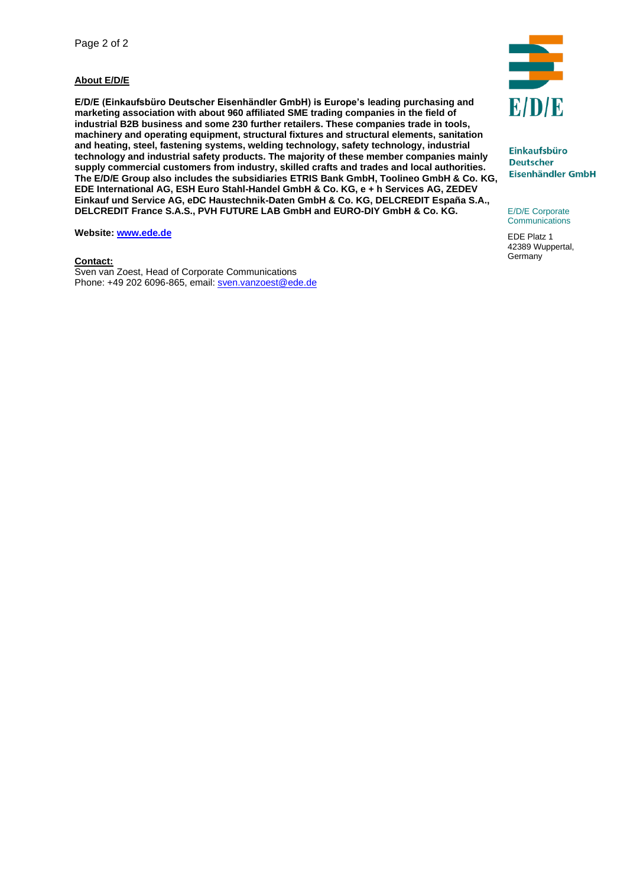## About E/D/E

**E/D/E (Einkaufsbüro Deutscher Eisenhändler GmbH) is Europe's leading purchasing and marketing association with about 960 affiliated SME trading companies in the field of industrial B2B business and some 230 further retailers. These companies trade in tools, machinery and operating equipment, structural fixtures and structural elements, sanitation and heating, steel, fastening systems, welding technology, safety technology, industrial technology and industrial safety products. The majority of these member companies mainly supply commercial customers from industry, skilled crafts and trades and local authorities. The E/D/E Group also includes the subsidiaries ETRIS Bank GmbH, Toolineo GmbH & Co. KG, EDE International AG, ESH Euro Stahl-Handel GmbH & Co. KG, e + h Services AG, ZEDEV Einkauf und Service AG, eDC Haustechnik-Daten GmbH & Co. KG, DELCREDIT España S.A., DELCREDIT France S.A.S., PVH FUTURE LAB GmbH and EURO-DIY GmbH & Co. KG.**

**Website: www.ede.de**

**Contact:**
Sven van Zoest, Head of Corporate Communications
Phone: +49 202 6096-865, email: sven.vanzoest@ede.de

E/D/E

Einkaufsbüro Deutscher Eisenhändler GmbH

E/D/E Corporate Communications

EDE Platz 1
42389 Wuppertal,
Germany